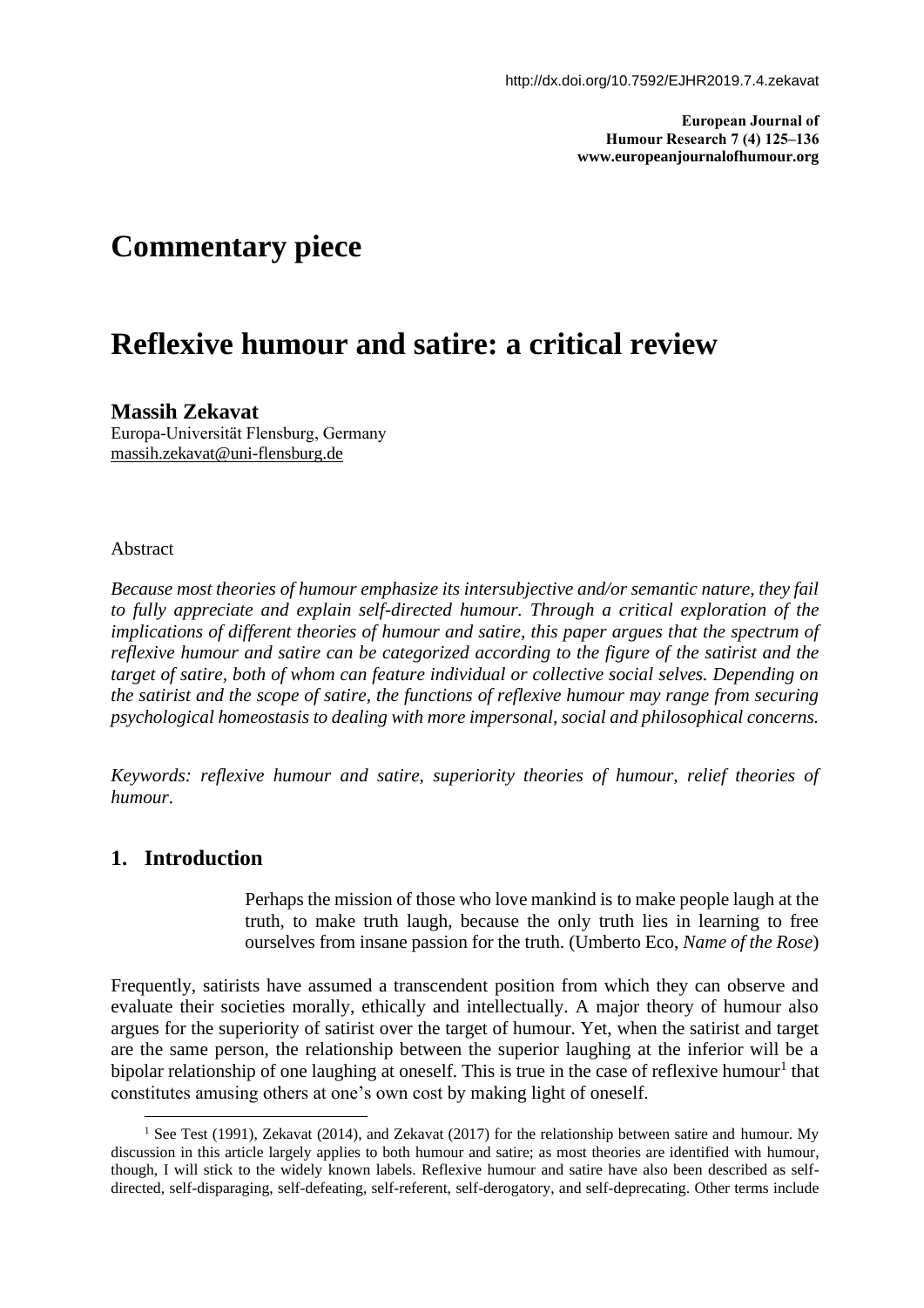# Commentary piece

# Reflexive humour and satire: a critical review

**Massih Zekavat**
Europa-Universität Flensburg, Germany
massih.zekavat@uni-flensburg.de

Abstract

*Because most theories of humour emphasize its intersubjective and/or semantic nature, they fail to fully appreciate and explain self-directed humour. Through a critical exploration of the implications of different theories of humour and satire, this paper argues that the spectrum of reflexive humour and satire can be categorized according to the figure of the satirist and the target of satire, both of whom can feature individual or collective social selves. Depending on the satirist and the scope of satire, the functions of reflexive humour may range from securing psychological homeostasis to dealing with more impersonal, social and philosophical concerns.*

*Keywords: reflexive humour and satire, superiority theories of humour, relief theories of humour.*

## 1. Introduction

> Perhaps the mission of those who love mankind is to make people laugh at the truth, to make truth laugh, because the only truth lies in learning to free ourselves from insane passion for the truth. (Umberto Eco, *Name of the Rose*)

Frequently, satirists have assumed a transcendent position from which they can observe and evaluate their societies morally, ethically and intellectually. A major theory of humour also argues for the superiority of satirist over the target of humour. Yet, when the satirist and target are the same person, the relationship between the superior laughing at the inferior will be a bipolar relationship of one laughing at oneself. This is true in the case of reflexive humour[1] that constitutes amusing others at one's own cost by making light of oneself.

[1] See Test (1991), Zekavat (2014), and Zekavat (2017) for the relationship between satire and humour. My discussion in this article largely applies to both humour and satire; as most theories are identified with humour, though, I will stick to the widely known labels. Reflexive humour and satire have also been described as self-directed, self-disparaging, self-defeating, self-referent, self-derogatory, and self-deprecating. Other terms include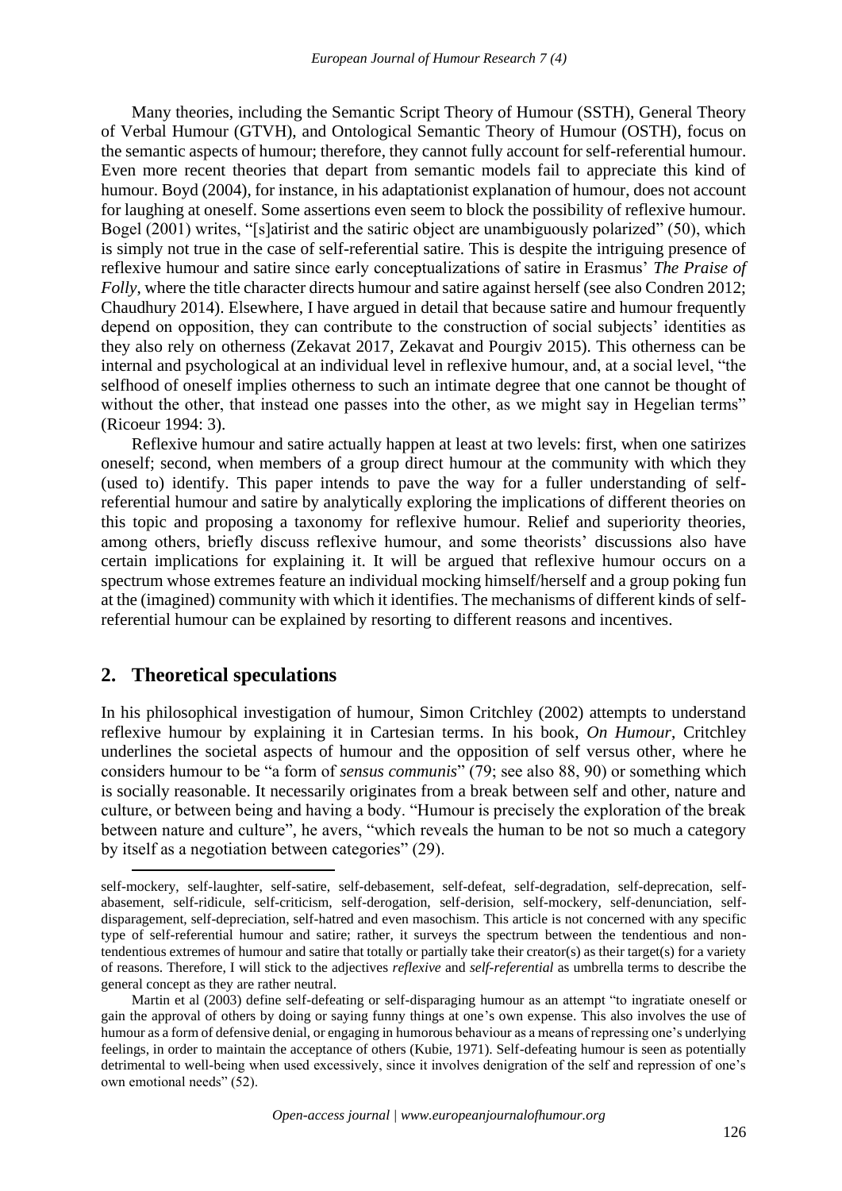Many theories, including the Semantic Script Theory of Humour (SSTH), General Theory of Verbal Humour (GTVH), and Ontological Semantic Theory of Humour (OSTH), focus on the semantic aspects of humour; therefore, they cannot fully account for self-referential humour. Even more recent theories that depart from semantic models fail to appreciate this kind of humour. Boyd (2004), for instance, in his adaptationist explanation of humour, does not account for laughing at oneself. Some assertions even seem to block the possibility of reflexive humour. Bogel (2001) writes, "[s]atirist and the satiric object are unambiguously polarized" (50), which is simply not true in the case of self-referential satire. This is despite the intriguing presence of reflexive humour and satire since early conceptualizations of satire in Erasmus' *The Praise of Folly*, where the title character directs humour and satire against herself (see also Condren 2012; Chaudhury 2014). Elsewhere, I have argued in detail that because satire and humour frequently depend on opposition, they can contribute to the construction of social subjects' identities as they also rely on otherness (Zekavat 2017, Zekavat and Pourgiv 2015). This otherness can be internal and psychological at an individual level in reflexive humour, and, at a social level, "the selfhood of oneself implies otherness to such an intimate degree that one cannot be thought of without the other, that instead one passes into the other, as we might say in Hegelian terms" (Ricoeur 1994: 3).

Reflexive humour and satire actually happen at least at two levels: first, when one satirizes oneself; second, when members of a group direct humour at the community with which they (used to) identify. This paper intends to pave the way for a fuller understanding of self-referential humour and satire by analytically exploring the implications of different theories on this topic and proposing a taxonomy for reflexive humour. Relief and superiority theories, among others, briefly discuss reflexive humour, and some theorists' discussions also have certain implications for explaining it. It will be argued that reflexive humour occurs on a spectrum whose extremes feature an individual mocking himself/herself and a group poking fun at the (imagined) community with which it identifies. The mechanisms of different kinds of self-referential humour can be explained by resorting to different reasons and incentives.

## 2. Theoretical speculations

In his philosophical investigation of humour, Simon Critchley (2002) attempts to understand reflexive humour by explaining it in Cartesian terms. In his book, *On Humour*, Critchley underlines the societal aspects of humour and the opposition of self versus other, where he considers humour to be "a form of *sensus communis*" (79; see also 88, 90) or something which is socially reasonable. It necessarily originates from a break between self and other, nature and culture, or between being and having a body. "Humour is precisely the exploration of the break between nature and culture", he avers, "which reveals the human to be not so much a category by itself as a negotiation between categories" (29).

---

self-mockery, self-laughter, self-satire, self-debasement, self-defeat, self-degradation, self-deprecation, self-abasement, self-ridicule, self-criticism, self-derogation, self-derision, self-mockery, self-denunciation, self-disparagement, self-depreciation, self-hatred and even masochism. This article is not concerned with any specific type of self-referential humour and satire; rather, it surveys the spectrum between the tendentious and non-tendentious extremes of humour and satire that totally or partially take their creator(s) as their target(s) for a variety of reasons. Therefore, I will stick to the adjectives *reflexive* and *self-referential* as umbrella terms to describe the general concept as they are rather neutral.

Martin et al (2003) define self-defeating or self-disparaging humour as an attempt "to ingratiate oneself or gain the approval of others by doing or saying funny things at one's own expense. This also involves the use of humour as a form of defensive denial, or engaging in humorous behaviour as a means of repressing one's underlying feelings, in order to maintain the acceptance of others (Kubie, 1971). Self-defeating humour is seen as potentially detrimental to well-being when used excessively, since it involves denigration of the self and repression of one's own emotional needs" (52).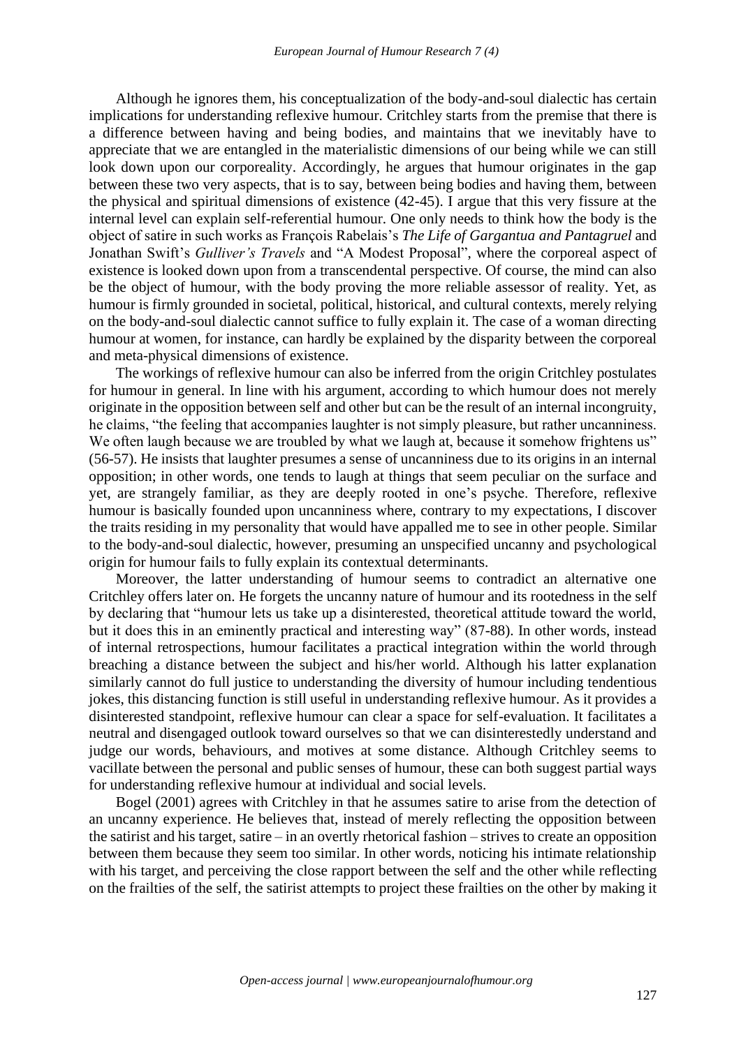Although he ignores them, his conceptualization of the body-and-soul dialectic has certain implications for understanding reflexive humour. Critchley starts from the premise that there is a difference between having and being bodies, and maintains that we inevitably have to appreciate that we are entangled in the materialistic dimensions of our being while we can still look down upon our corporeality. Accordingly, he argues that humour originates in the gap between these two very aspects, that is to say, between being bodies and having them, between the physical and spiritual dimensions of existence (42-45). I argue that this very fissure at the internal level can explain self-referential humour. One only needs to think how the body is the object of satire in such works as François Rabelais's *The Life of Gargantua and Pantagruel* and Jonathan Swift's *Gulliver's Travels* and "A Modest Proposal", where the corporeal aspect of existence is looked down upon from a transcendental perspective. Of course, the mind can also be the object of humour, with the body proving the more reliable assessor of reality. Yet, as humour is firmly grounded in societal, political, historical, and cultural contexts, merely relying on the body-and-soul dialectic cannot suffice to fully explain it. The case of a woman directing humour at women, for instance, can hardly be explained by the disparity between the corporeal and meta-physical dimensions of existence.

The workings of reflexive humour can also be inferred from the origin Critchley postulates for humour in general. In line with his argument, according to which humour does not merely originate in the opposition between self and other but can be the result of an internal incongruity, he claims, "the feeling that accompanies laughter is not simply pleasure, but rather uncanniness. We often laugh because we are troubled by what we laugh at, because it somehow frightens us" (56-57). He insists that laughter presumes a sense of uncanniness due to its origins in an internal opposition; in other words, one tends to laugh at things that seem peculiar on the surface and yet, are strangely familiar, as they are deeply rooted in one's psyche. Therefore, reflexive humour is basically founded upon uncanniness where, contrary to my expectations, I discover the traits residing in my personality that would have appalled me to see in other people. Similar to the body-and-soul dialectic, however, presuming an unspecified uncanny and psychological origin for humour fails to fully explain its contextual determinants.

Moreover, the latter understanding of humour seems to contradict an alternative one Critchley offers later on. He forgets the uncanny nature of humour and its rootedness in the self by declaring that "humour lets us take up a disinterested, theoretical attitude toward the world, but it does this in an eminently practical and interesting way" (87-88). In other words, instead of internal retrospections, humour facilitates a practical integration within the world through breaching a distance between the subject and his/her world. Although his latter explanation similarly cannot do full justice to understanding the diversity of humour including tendentious jokes, this distancing function is still useful in understanding reflexive humour. As it provides a disinterested standpoint, reflexive humour can clear a space for self-evaluation. It facilitates a neutral and disengaged outlook toward ourselves so that we can disinterestedly understand and judge our words, behaviours, and motives at some distance. Although Critchley seems to vacillate between the personal and public senses of humour, these can both suggest partial ways for understanding reflexive humour at individual and social levels.

Bogel (2001) agrees with Critchley in that he assumes satire to arise from the detection of an uncanny experience. He believes that, instead of merely reflecting the opposition between the satirist and his target, satire – in an overtly rhetorical fashion – strives to create an opposition between them because they seem too similar. In other words, noticing his intimate relationship with his target, and perceiving the close rapport between the self and the other while reflecting on the frailties of the self, the satirist attempts to project these frailties on the other by making it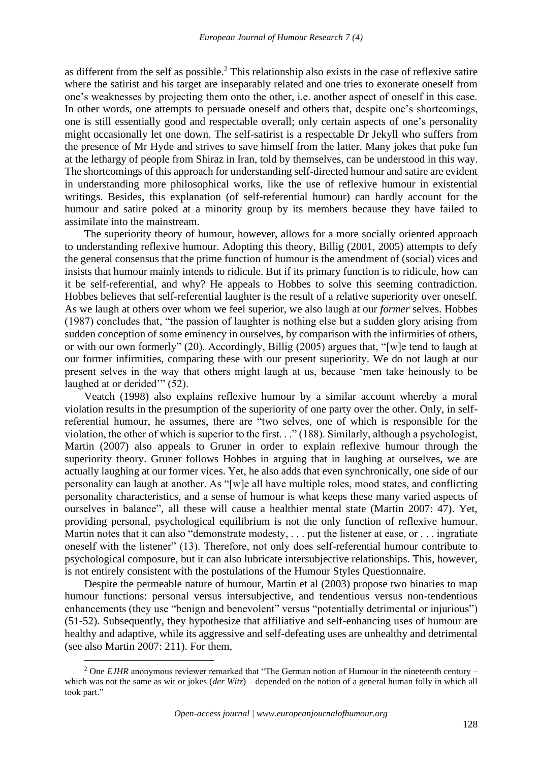as different from the self as possible.[2] This relationship also exists in the case of reflexive satire where the satirist and his target are inseparably related and one tries to exonerate oneself from one's weaknesses by projecting them onto the other, i.e. another aspect of oneself in this case. In other words, one attempts to persuade oneself and others that, despite one's shortcomings, one is still essentially good and respectable overall; only certain aspects of one's personality might occasionally let one down. The self-satirist is a respectable Dr Jekyll who suffers from the presence of Mr Hyde and strives to save himself from the latter. Many jokes that poke fun at the lethargy of people from Shiraz in Iran, told by themselves, can be understood in this way. The shortcomings of this approach for understanding self-directed humour and satire are evident in understanding more philosophical works, like the use of reflexive humour in existential writings. Besides, this explanation (of self-referential humour) can hardly account for the humour and satire poked at a minority group by its members because they have failed to assimilate into the mainstream.

The superiority theory of humour, however, allows for a more socially oriented approach to understanding reflexive humour. Adopting this theory, Billig (2001, 2005) attempts to defy the general consensus that the prime function of humour is the amendment of (social) vices and insists that humour mainly intends to ridicule. But if its primary function is to ridicule, how can it be self-referential, and why? He appeals to Hobbes to solve this seeming contradiction. Hobbes believes that self-referential laughter is the result of a relative superiority over oneself. As we laugh at others over whom we feel superior, we also laugh at our *former* selves. Hobbes (1987) concludes that, "the passion of laughter is nothing else but a sudden glory arising from sudden conception of some eminency in ourselves, by comparison with the infirmities of others, or with our own formerly" (20). Accordingly, Billig (2005) argues that, "[w]e tend to laugh at our former infirmities, comparing these with our present superiority. We do not laugh at our present selves in the way that others might laugh at us, because 'men take heinously to be laughed at or derided'" (52).

Veatch (1998) also explains reflexive humour by a similar account whereby a moral violation results in the presumption of the superiority of one party over the other. Only, in self-referential humour, he assumes, there are "two selves, one of which is responsible for the violation, the other of which is superior to the first. . ." (188). Similarly, although a psychologist, Martin (2007) also appeals to Gruner in order to explain reflexive humour through the superiority theory. Gruner follows Hobbes in arguing that in laughing at ourselves, we are actually laughing at our former vices. Yet, he also adds that even synchronically, one side of our personality can laugh at another. As "[w]e all have multiple roles, mood states, and conflicting personality characteristics, and a sense of humour is what keeps these many varied aspects of ourselves in balance", all these will cause a healthier mental state (Martin 2007: 47). Yet, providing personal, psychological equilibrium is not the only function of reflexive humour. Martin notes that it can also "demonstrate modesty, . . . put the listener at ease, or . . . ingratiate oneself with the listener" (13). Therefore, not only does self-referential humour contribute to psychological composure, but it can also lubricate intersubjective relationships. This, however, is not entirely consistent with the postulations of the Humour Styles Questionnaire.

Despite the permeable nature of humour, Martin et al (2003) propose two binaries to map humour functions: personal versus intersubjective, and tendentious versus non-tendentious enhancements (they use "benign and benevolent" versus "potentially detrimental or injurious") (51-52). Subsequently, they hypothesize that affiliative and self-enhancing uses of humour are healthy and adaptive, while its aggressive and self-defeating uses are unhealthy and detrimental (see also Martin 2007: 211). For them,

[2] One *EJHR* anonymous reviewer remarked that "The German notion of Humour in the nineteenth century – which was not the same as wit or jokes (*der Witz*) – depended on the notion of a general human folly in which all took part."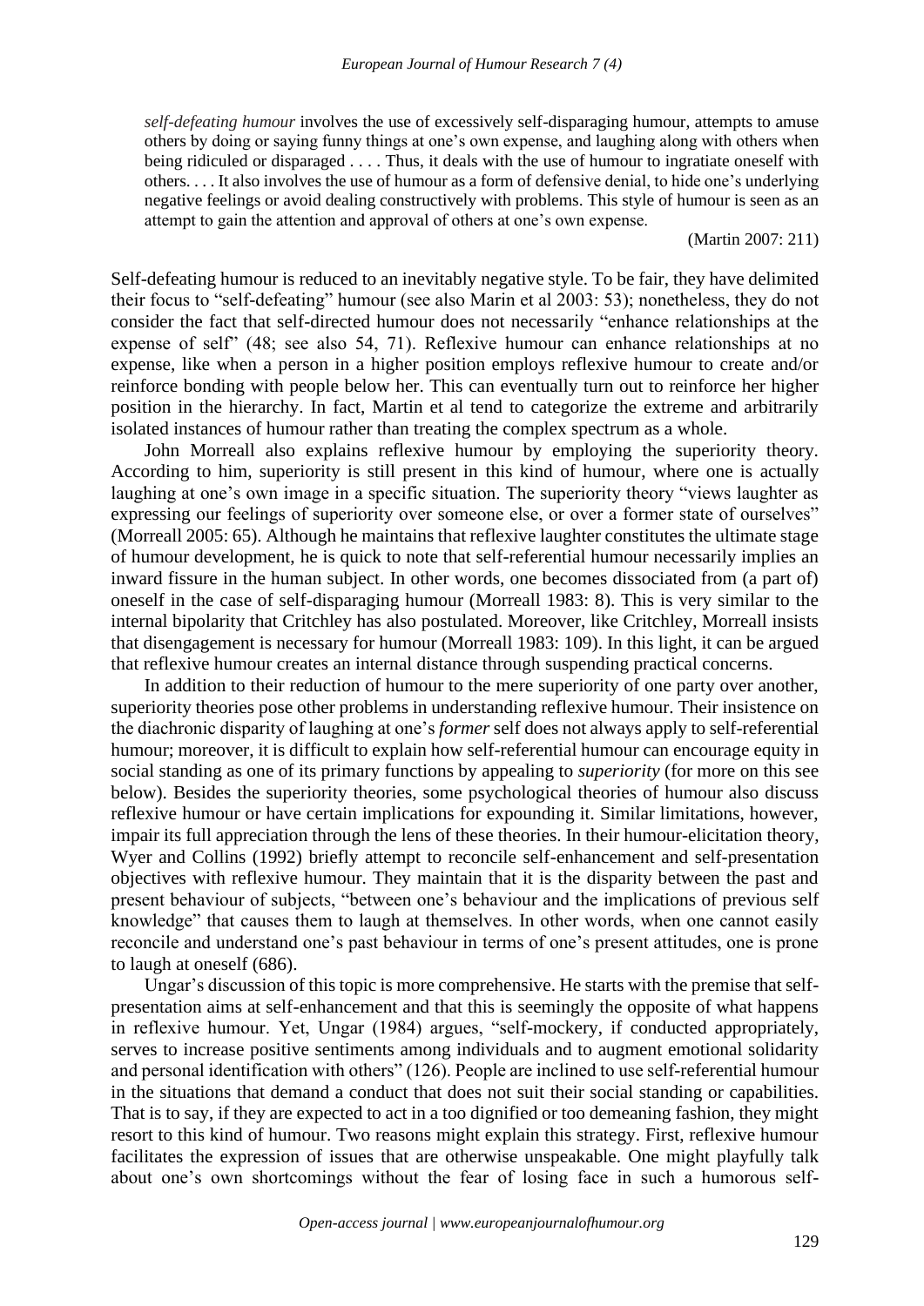*self-defeating humour* involves the use of excessively self-disparaging humour, attempts to amuse others by doing or saying funny things at one's own expense, and laughing along with others when being ridiculed or disparaged . . . . Thus, it deals with the use of humour to ingratiate oneself with others. . . . It also involves the use of humour as a form of defensive denial, to hide one's underlying negative feelings or avoid dealing constructively with problems. This style of humour is seen as an attempt to gain the attention and approval of others at one's own expense.

(Martin 2007: 211)

Self-defeating humour is reduced to an inevitably negative style. To be fair, they have delimited their focus to "self-defeating" humour (see also Marin et al 2003: 53); nonetheless, they do not consider the fact that self-directed humour does not necessarily "enhance relationships at the expense of self" (48; see also 54, 71). Reflexive humour can enhance relationships at no expense, like when a person in a higher position employs reflexive humour to create and/or reinforce bonding with people below her. This can eventually turn out to reinforce her higher position in the hierarchy. In fact, Martin et al tend to categorize the extreme and arbitrarily isolated instances of humour rather than treating the complex spectrum as a whole.

John Morreall also explains reflexive humour by employing the superiority theory. According to him, superiority is still present in this kind of humour, where one is actually laughing at one's own image in a specific situation. The superiority theory "views laughter as expressing our feelings of superiority over someone else, or over a former state of ourselves" (Morreall 2005: 65). Although he maintains that reflexive laughter constitutes the ultimate stage of humour development, he is quick to note that self-referential humour necessarily implies an inward fissure in the human subject. In other words, one becomes dissociated from (a part of) oneself in the case of self-disparaging humour (Morreall 1983: 8). This is very similar to the internal bipolarity that Critchley has also postulated. Moreover, like Critchley, Morreall insists that disengagement is necessary for humour (Morreall 1983: 109). In this light, it can be argued that reflexive humour creates an internal distance through suspending practical concerns.

In addition to their reduction of humour to the mere superiority of one party over another, superiority theories pose other problems in understanding reflexive humour. Their insistence on the diachronic disparity of laughing at one's *former* self does not always apply to self-referential humour; moreover, it is difficult to explain how self-referential humour can encourage equity in social standing as one of its primary functions by appealing to *superiority* (for more on this see below). Besides the superiority theories, some psychological theories of humour also discuss reflexive humour or have certain implications for expounding it. Similar limitations, however, impair its full appreciation through the lens of these theories. In their humour-elicitation theory, Wyer and Collins (1992) briefly attempt to reconcile self-enhancement and self-presentation objectives with reflexive humour. They maintain that it is the disparity between the past and present behaviour of subjects, "between one's behaviour and the implications of previous self knowledge" that causes them to laugh at themselves. In other words, when one cannot easily reconcile and understand one's past behaviour in terms of one's present attitudes, one is prone to laugh at oneself (686).

Ungar's discussion of this topic is more comprehensive. He starts with the premise that self-presentation aims at self-enhancement and that this is seemingly the opposite of what happens in reflexive humour. Yet, Ungar (1984) argues, "self-mockery, if conducted appropriately, serves to increase positive sentiments among individuals and to augment emotional solidarity and personal identification with others" (126). People are inclined to use self-referential humour in the situations that demand a conduct that does not suit their social standing or capabilities. That is to say, if they are expected to act in a too dignified or too demeaning fashion, they might resort to this kind of humour. Two reasons might explain this strategy. First, reflexive humour facilitates the expression of issues that are otherwise unspeakable. One might playfully talk about one's own shortcomings without the fear of losing face in such a humorous self-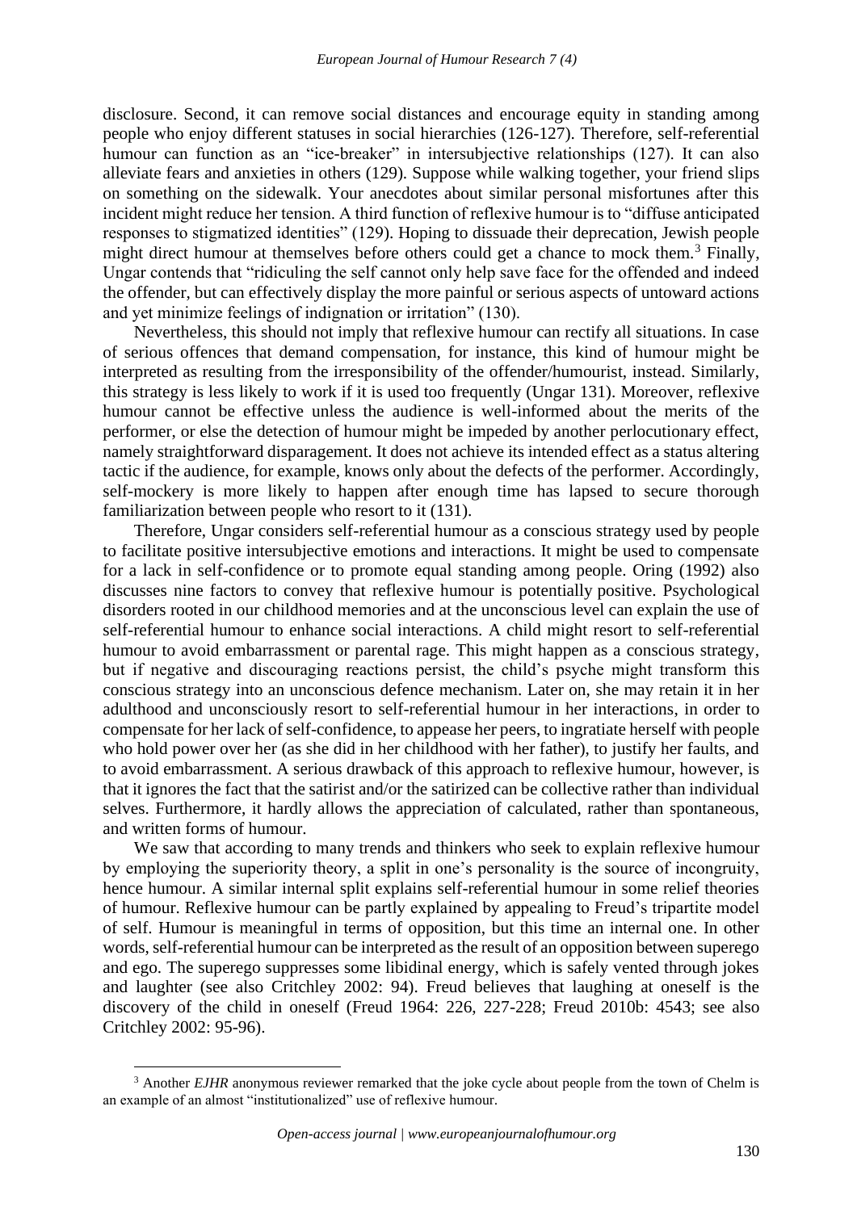disclosure. Second, it can remove social distances and encourage equity in standing among people who enjoy different statuses in social hierarchies (126-127). Therefore, self-referential humour can function as an "ice-breaker" in intersubjective relationships (127). It can also alleviate fears and anxieties in others (129). Suppose while walking together, your friend slips on something on the sidewalk. Your anecdotes about similar personal misfortunes after this incident might reduce her tension. A third function of reflexive humour is to "diffuse anticipated responses to stigmatized identities" (129). Hoping to dissuade their deprecation, Jewish people might direct humour at themselves before others could get a chance to mock them.[3] Finally, Ungar contends that "ridiculing the self cannot only help save face for the offended and indeed the offender, but can effectively display the more painful or serious aspects of untoward actions and yet minimize feelings of indignation or irritation" (130).

Nevertheless, this should not imply that reflexive humour can rectify all situations. In case of serious offences that demand compensation, for instance, this kind of humour might be interpreted as resulting from the irresponsibility of the offender/humourist, instead. Similarly, this strategy is less likely to work if it is used too frequently (Ungar 131). Moreover, reflexive humour cannot be effective unless the audience is well-informed about the merits of the performer, or else the detection of humour might be impeded by another perlocutionary effect, namely straightforward disparagement. It does not achieve its intended effect as a status altering tactic if the audience, for example, knows only about the defects of the performer. Accordingly, self-mockery is more likely to happen after enough time has lapsed to secure thorough familiarization between people who resort to it (131).

Therefore, Ungar considers self-referential humour as a conscious strategy used by people to facilitate positive intersubjective emotions and interactions. It might be used to compensate for a lack in self-confidence or to promote equal standing among people. Oring (1992) also discusses nine factors to convey that reflexive humour is potentially positive. Psychological disorders rooted in our childhood memories and at the unconscious level can explain the use of self-referential humour to enhance social interactions. A child might resort to self-referential humour to avoid embarrassment or parental rage. This might happen as a conscious strategy, but if negative and discouraging reactions persist, the child's psyche might transform this conscious strategy into an unconscious defence mechanism. Later on, she may retain it in her adulthood and unconsciously resort to self-referential humour in her interactions, in order to compensate for her lack of self-confidence, to appease her peers, to ingratiate herself with people who hold power over her (as she did in her childhood with her father), to justify her faults, and to avoid embarrassment. A serious drawback of this approach to reflexive humour, however, is that it ignores the fact that the satirist and/or the satirized can be collective rather than individual selves. Furthermore, it hardly allows the appreciation of calculated, rather than spontaneous, and written forms of humour.

We saw that according to many trends and thinkers who seek to explain reflexive humour by employing the superiority theory, a split in one's personality is the source of incongruity, hence humour. A similar internal split explains self-referential humour in some relief theories of humour. Reflexive humour can be partly explained by appealing to Freud's tripartite model of self. Humour is meaningful in terms of opposition, but this time an internal one. In other words, self-referential humour can be interpreted as the result of an opposition between superego and ego. The superego suppresses some libidinal energy, which is safely vented through jokes and laughter (see also Critchley 2002: 94). Freud believes that laughing at oneself is the discovery of the child in oneself (Freud 1964: 226, 227-228; Freud 2010b: 4543; see also Critchley 2002: 95-96).

---

[3] Another *EJHR* anonymous reviewer remarked that the joke cycle about people from the town of Chelm is an example of an almost "institutionalized" use of reflexive humour.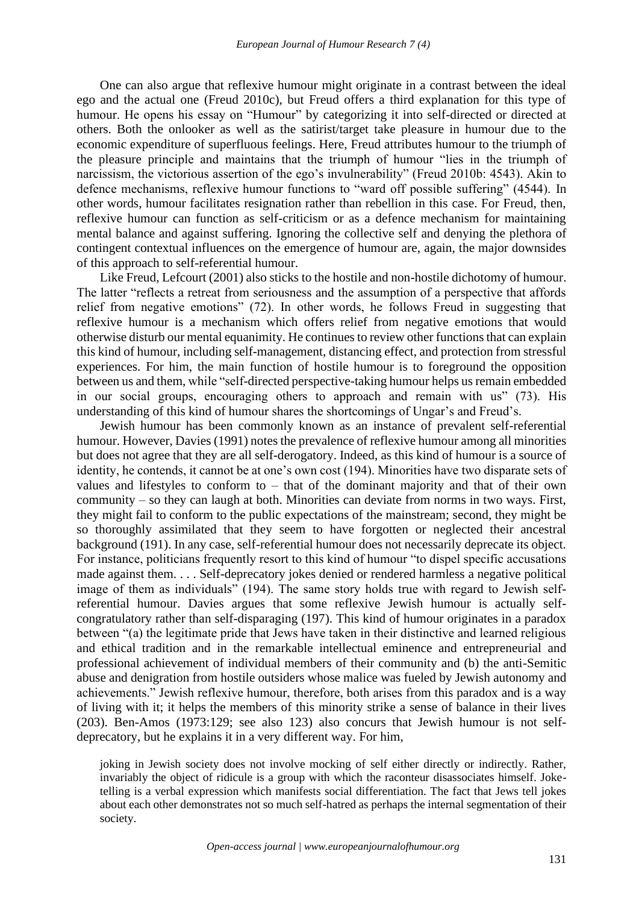One can also argue that reflexive humour might originate in a contrast between the ideal ego and the actual one (Freud 2010c), but Freud offers a third explanation for this type of humour. He opens his essay on "Humour" by categorizing it into self-directed or directed at others. Both the onlooker as well as the satirist/target take pleasure in humour due to the economic expenditure of superfluous feelings. Here, Freud attributes humour to the triumph of the pleasure principle and maintains that the triumph of humour "lies in the triumph of narcissism, the victorious assertion of the ego's invulnerability" (Freud 2010b: 4543). Akin to defence mechanisms, reflexive humour functions to "ward off possible suffering" (4544). In other words, humour facilitates resignation rather than rebellion in this case. For Freud, then, reflexive humour can function as self-criticism or as a defence mechanism for maintaining mental balance and against suffering. Ignoring the collective self and denying the plethora of contingent contextual influences on the emergence of humour are, again, the major downsides of this approach to self-referential humour.

Like Freud, Lefcourt (2001) also sticks to the hostile and non-hostile dichotomy of humour. The latter "reflects a retreat from seriousness and the assumption of a perspective that affords relief from negative emotions" (72). In other words, he follows Freud in suggesting that reflexive humour is a mechanism which offers relief from negative emotions that would otherwise disturb our mental equanimity. He continues to review other functions that can explain this kind of humour, including self-management, distancing effect, and protection from stressful experiences. For him, the main function of hostile humour is to foreground the opposition between us and them, while "self-directed perspective-taking humour helps us remain embedded in our social groups, encouraging others to approach and remain with us" (73). His understanding of this kind of humour shares the shortcomings of Ungar's and Freud's.

Jewish humour has been commonly known as an instance of prevalent self-referential humour. However, Davies (1991) notes the prevalence of reflexive humour among all minorities but does not agree that they are all self-derogatory. Indeed, as this kind of humour is a source of identity, he contends, it cannot be at one's own cost (194). Minorities have two disparate sets of values and lifestyles to conform to – that of the dominant majority and that of their own community – so they can laugh at both. Minorities can deviate from norms in two ways. First, they might fail to conform to the public expectations of the mainstream; second, they might be so thoroughly assimilated that they seem to have forgotten or neglected their ancestral background (191). In any case, self-referential humour does not necessarily deprecate its object. For instance, politicians frequently resort to this kind of humour "to dispel specific accusations made against them. . . . Self-deprecatory jokes denied or rendered harmless a negative political image of them as individuals" (194). The same story holds true with regard to Jewish self-referential humour. Davies argues that some reflexive Jewish humour is actually self-congratulatory rather than self-disparaging (197). This kind of humour originates in a paradox between "(a) the legitimate pride that Jews have taken in their distinctive and learned religious and ethical tradition and in the remarkable intellectual eminence and entrepreneurial and professional achievement of individual members of their community and (b) the anti-Semitic abuse and denigration from hostile outsiders whose malice was fueled by Jewish autonomy and achievements." Jewish reflexive humour, therefore, both arises from this paradox and is a way of living with it; it helps the members of this minority strike a sense of balance in their lives (203). Ben-Amos (1973:129; see also 123) also concurs that Jewish humour is not self-deprecatory, but he explains it in a very different way. For him,

> joking in Jewish society does not involve mocking of self either directly or indirectly. Rather, invariably the object of ridicule is a group with which the raconteur disassociates himself. Joke-telling is a verbal expression which manifests social differentiation. The fact that Jews tell jokes about each other demonstrates not so much self-hatred as perhaps the internal segmentation of their society.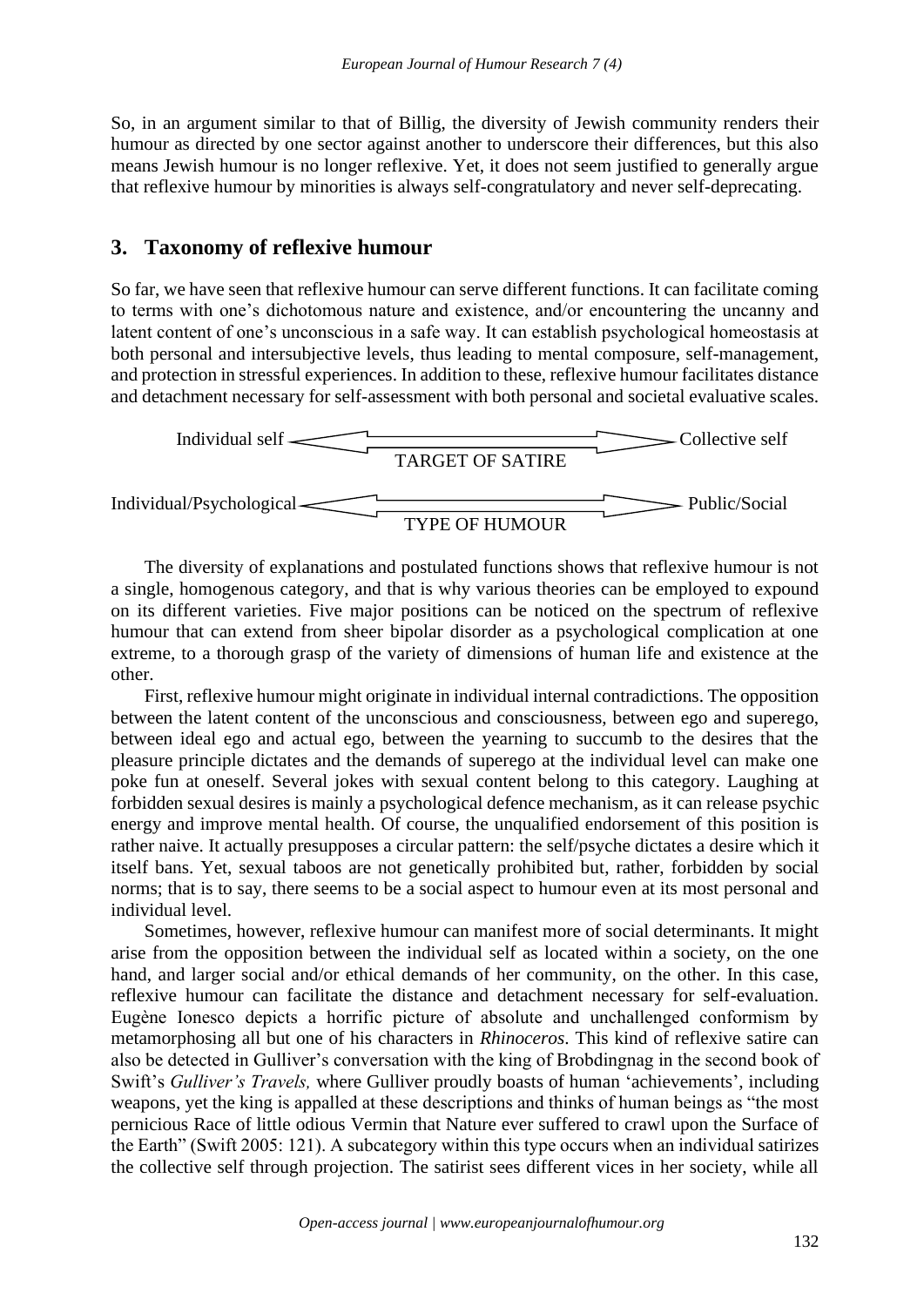So, in an argument similar to that of Billig, the diversity of Jewish community renders their humour as directed by one sector against another to underscore their differences, but this also means Jewish humour is no longer reflexive. Yet, it does not seem justified to generally argue that reflexive humour by minorities is always self-congratulatory and never self-deprecating.

## 3. Taxonomy of reflexive humour

So far, we have seen that reflexive humour can serve different functions. It can facilitate coming to terms with one's dichotomous nature and existence, and/or encountering the uncanny and latent content of one's unconscious in a safe way. It can establish psychological homeostasis at both personal and intersubjective levels, thus leading to mental composure, self-management, and protection in stressful experiences. In addition to these, reflexive humour facilitates distance and detachment necessary for self-assessment with both personal and societal evaluative scales.

Individual self ⟷ Collective self
TARGET OF SATIRE

Individual/Psychological ⟷ Public/Social
TYPE OF HUMOUR

The diversity of explanations and postulated functions shows that reflexive humour is not a single, homogenous category, and that is why various theories can be employed to expound on its different varieties. Five major positions can be noticed on the spectrum of reflexive humour that can extend from sheer bipolar disorder as a psychological complication at one extreme, to a thorough grasp of the variety of dimensions of human life and existence at the other.

First, reflexive humour might originate in individual internal contradictions. The opposition between the latent content of the unconscious and consciousness, between ego and superego, between ideal ego and actual ego, between the yearning to succumb to the desires that the pleasure principle dictates and the demands of superego at the individual level can make one poke fun at oneself. Several jokes with sexual content belong to this category. Laughing at forbidden sexual desires is mainly a psychological defence mechanism, as it can release psychic energy and improve mental health. Of course, the unqualified endorsement of this position is rather naive. It actually presupposes a circular pattern: the self/psyche dictates a desire which it itself bans. Yet, sexual taboos are not genetically prohibited but, rather, forbidden by social norms; that is to say, there seems to be a social aspect to humour even at its most personal and individual level.

Sometimes, however, reflexive humour can manifest more of social determinants. It might arise from the opposition between the individual self as located within a society, on the one hand, and larger social and/or ethical demands of her community, on the other. In this case, reflexive humour can facilitate the distance and detachment necessary for self-evaluation. Eugène Ionesco depicts a horrific picture of absolute and unchallenged conformism by metamorphosing all but one of his characters in *Rhinoceros*. This kind of reflexive satire can also be detected in Gulliver's conversation with the king of Brobdingnag in the second book of Swift's *Gulliver's Travels,* where Gulliver proudly boasts of human 'achievements', including weapons, yet the king is appalled at these descriptions and thinks of human beings as "the most pernicious Race of little odious Vermin that Nature ever suffered to crawl upon the Surface of the Earth" (Swift 2005: 121). A subcategory within this type occurs when an individual satirizes the collective self through projection. The satirist sees different vices in her society, while all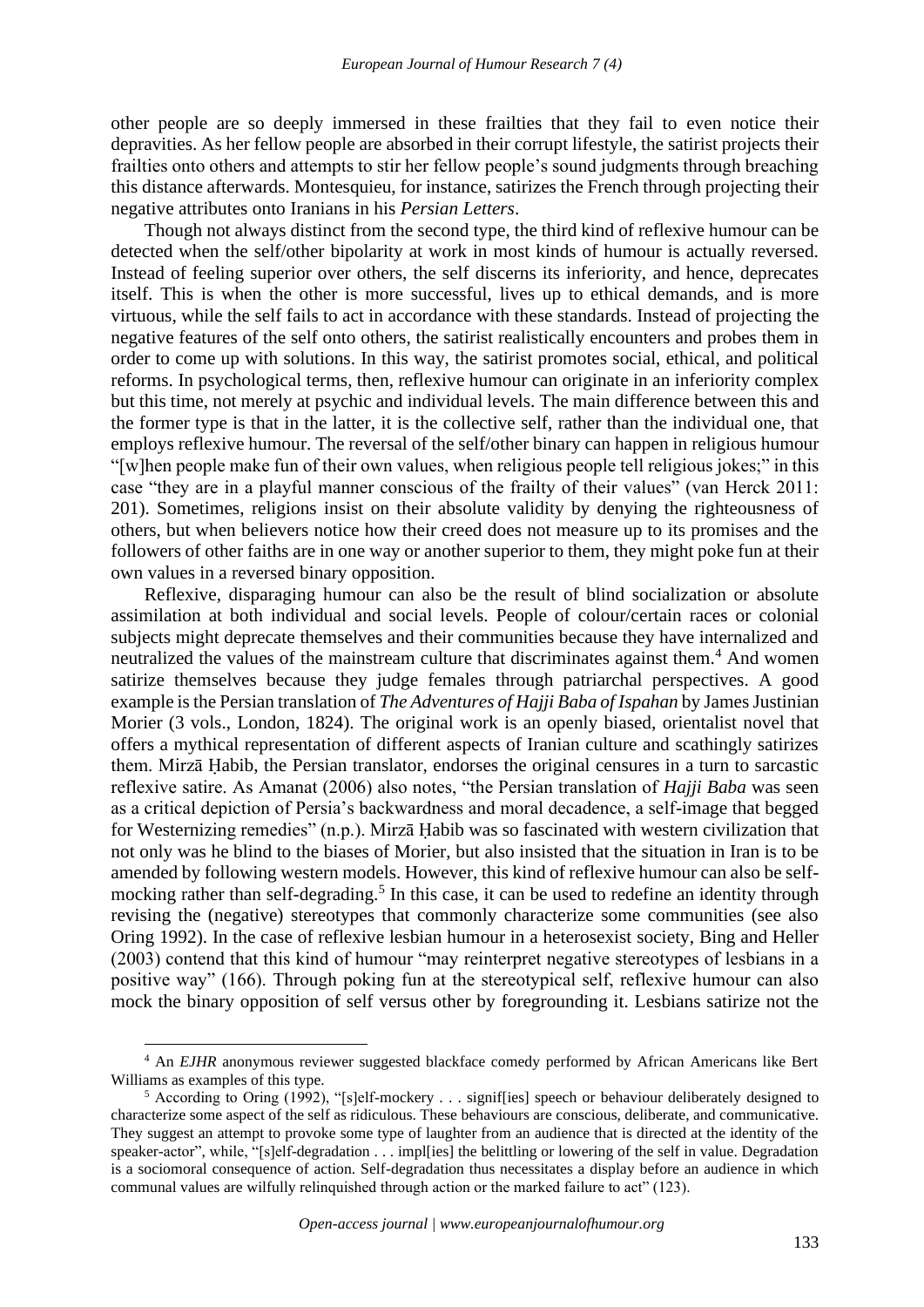other people are so deeply immersed in these frailties that they fail to even notice their depravities. As her fellow people are absorbed in their corrupt lifestyle, the satirist projects their frailties onto others and attempts to stir her fellow people's sound judgments through breaching this distance afterwards. Montesquieu, for instance, satirizes the French through projecting their negative attributes onto Iranians in his *Persian Letters*.

Though not always distinct from the second type, the third kind of reflexive humour can be detected when the self/other bipolarity at work in most kinds of humour is actually reversed. Instead of feeling superior over others, the self discerns its inferiority, and hence, deprecates itself. This is when the other is more successful, lives up to ethical demands, and is more virtuous, while the self fails to act in accordance with these standards. Instead of projecting the negative features of the self onto others, the satirist realistically encounters and probes them in order to come up with solutions. In this way, the satirist promotes social, ethical, and political reforms. In psychological terms, then, reflexive humour can originate in an inferiority complex but this time, not merely at psychic and individual levels. The main difference between this and the former type is that in the latter, it is the collective self, rather than the individual one, that employs reflexive humour. The reversal of the self/other binary can happen in religious humour "[w]hen people make fun of their own values, when religious people tell religious jokes;" in this case "they are in a playful manner conscious of the frailty of their values" (van Herck 2011: 201). Sometimes, religions insist on their absolute validity by denying the righteousness of others, but when believers notice how their creed does not measure up to its promises and the followers of other faiths are in one way or another superior to them, they might poke fun at their own values in a reversed binary opposition.

Reflexive, disparaging humour can also be the result of blind socialization or absolute assimilation at both individual and social levels. People of colour/certain races or colonial subjects might deprecate themselves and their communities because they have internalized and neutralized the values of the mainstream culture that discriminates against them.[4] And women satirize themselves because they judge females through patriarchal perspectives. A good example is the Persian translation of *The Adventures of Hajji Baba of Ispahan* by James Justinian Morier (3 vols., London, 1824). The original work is an openly biased, orientalist novel that offers a mythical representation of different aspects of Iranian culture and scathingly satirizes them. Mirzā Ḥabib, the Persian translator, endorses the original censures in a turn to sarcastic reflexive satire. As Amanat (2006) also notes, "the Persian translation of *Hajji Baba* was seen as a critical depiction of Persia's backwardness and moral decadence, a self-image that begged for Westernizing remedies" (n.p.). Mirzā Ḥabib was so fascinated with western civilization that not only was he blind to the biases of Morier, but also insisted that the situation in Iran is to be amended by following western models. However, this kind of reflexive humour can also be self-mocking rather than self-degrading.[5] In this case, it can be used to redefine an identity through revising the (negative) stereotypes that commonly characterize some communities (see also Oring 1992). In the case of reflexive lesbian humour in a heterosexist society, Bing and Heller (2003) contend that this kind of humour "may reinterpret negative stereotypes of lesbians in a positive way" (166). Through poking fun at the stereotypical self, reflexive humour can also mock the binary opposition of self versus other by foregrounding it. Lesbians satirize not the

---

[4] An *EJHR* anonymous reviewer suggested blackface comedy performed by African Americans like Bert Williams as examples of this type.

[5] According to Oring (1992), "[s]elf-mockery . . . signif[ies] speech or behaviour deliberately designed to characterize some aspect of the self as ridiculous. These behaviours are conscious, deliberate, and communicative. They suggest an attempt to provoke some type of laughter from an audience that is directed at the identity of the speaker-actor", while, "[s]elf-degradation . . . impl[ies] the belittling or lowering of the self in value. Degradation is a sociomoral consequence of action. Self-degradation thus necessitates a display before an audience in which communal values are wilfully relinquished through action or the marked failure to act" (123).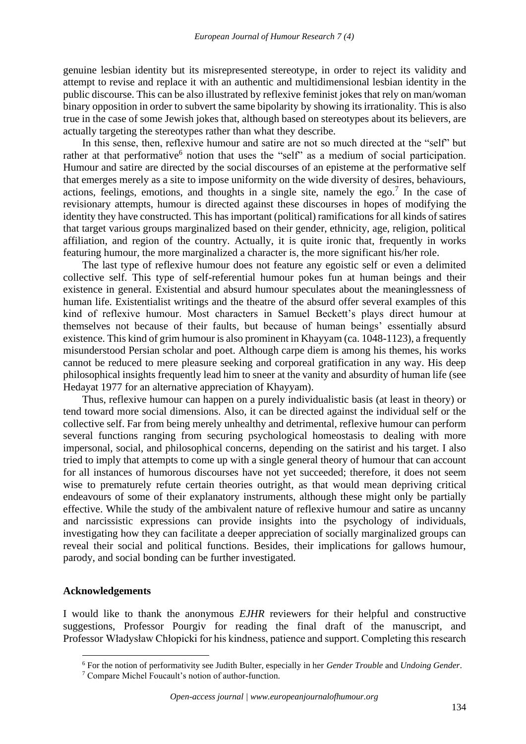genuine lesbian identity but its misrepresented stereotype, in order to reject its validity and attempt to revise and replace it with an authentic and multidimensional lesbian identity in the public discourse. This can be also illustrated by reflexive feminist jokes that rely on man/woman binary opposition in order to subvert the same bipolarity by showing its irrationality. This is also true in the case of some Jewish jokes that, although based on stereotypes about its believers, are actually targeting the stereotypes rather than what they describe.

In this sense, then, reflexive humour and satire are not so much directed at the "self" but rather at that performative[6] notion that uses the "self" as a medium of social participation. Humour and satire are directed by the social discourses of an episteme at the performative self that emerges merely as a site to impose uniformity on the wide diversity of desires, behaviours, actions, feelings, emotions, and thoughts in a single site, namely the ego.[7] In the case of revisionary attempts, humour is directed against these discourses in hopes of modifying the identity they have constructed. This has important (political) ramifications for all kinds of satires that target various groups marginalized based on their gender, ethnicity, age, religion, political affiliation, and region of the country. Actually, it is quite ironic that, frequently in works featuring humour, the more marginalized a character is, the more significant his/her role.

The last type of reflexive humour does not feature any egoistic self or even a delimited collective self. This type of self-referential humour pokes fun at human beings and their existence in general. Existential and absurd humour speculates about the meaninglessness of human life. Existentialist writings and the theatre of the absurd offer several examples of this kind of reflexive humour. Most characters in Samuel Beckett's plays direct humour at themselves not because of their faults, but because of human beings' essentially absurd existence. This kind of grim humour is also prominent in Khayyam (ca. 1048-1123), a frequently misunderstood Persian scholar and poet. Although carpe diem is among his themes, his works cannot be reduced to mere pleasure seeking and corporeal gratification in any way. His deep philosophical insights frequently lead him to sneer at the vanity and absurdity of human life (see Hedayat 1977 for an alternative appreciation of Khayyam).

Thus, reflexive humour can happen on a purely individualistic basis (at least in theory) or tend toward more social dimensions. Also, it can be directed against the individual self or the collective self. Far from being merely unhealthy and detrimental, reflexive humour can perform several functions ranging from securing psychological homeostasis to dealing with more impersonal, social, and philosophical concerns, depending on the satirist and his target. I also tried to imply that attempts to come up with a single general theory of humour that can account for all instances of humorous discourses have not yet succeeded; therefore, it does not seem wise to prematurely refute certain theories outright, as that would mean depriving critical endeavours of some of their explanatory instruments, although these might only be partially effective. While the study of the ambivalent nature of reflexive humour and satire as uncanny and narcissistic expressions can provide insights into the psychology of individuals, investigating how they can facilitate a deeper appreciation of socially marginalized groups can reveal their social and political functions. Besides, their implications for gallows humour, parody, and social bonding can be further investigated.

## Acknowledgements

I would like to thank the anonymous *EJHR* reviewers for their helpful and constructive suggestions, Professor Pourgiv for reading the final draft of the manuscript, and Professor Władysław Chłopicki for his kindness, patience and support. Completing this research

---

[6] For the notion of performativity see Judith Bulter, especially in her *Gender Trouble* and *Undoing Gender*.

[7] Compare Michel Foucault's notion of author-function.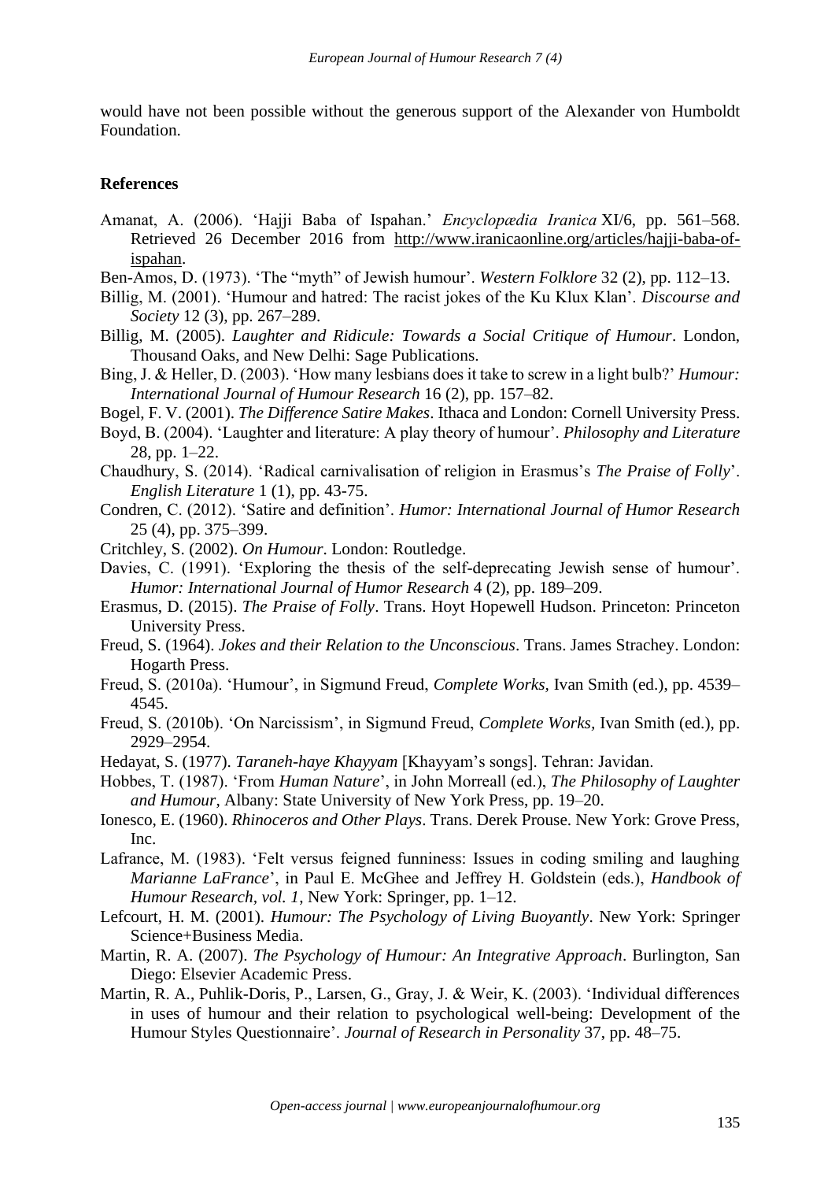would have not been possible without the generous support of the Alexander von Humboldt Foundation.

## References

Amanat, A. (2006). 'Hajji Baba of Ispahan.' *Encyclopædia Iranica* XI/6, pp. 561–568. Retrieved 26 December 2016 from http://www.iranicaonline.org/articles/hajji-baba-of-ispahan.

Ben-Amos, D. (1973). 'The "myth" of Jewish humour'. *Western Folklore* 32 (2), pp. 112–13.

Billig, M. (2001). 'Humour and hatred: The racist jokes of the Ku Klux Klan'. *Discourse and Society* 12 (3), pp. 267–289.

Billig, M. (2005). *Laughter and Ridicule: Towards a Social Critique of Humour*. London, Thousand Oaks, and New Delhi: Sage Publications.

Bing, J. & Heller, D. (2003). 'How many lesbians does it take to screw in a light bulb?' *Humour: International Journal of Humour Research* 16 (2), pp. 157–82.

Bogel, F. V. (2001). *The Difference Satire Makes*. Ithaca and London: Cornell University Press.

Boyd, B. (2004). 'Laughter and literature: A play theory of humour'. *Philosophy and Literature* 28, pp. 1–22.

Chaudhury, S. (2014). 'Radical carnivalisation of religion in Erasmus's *The Praise of Folly*'. *English Literature* 1 (1), pp. 43-75.

Condren, C. (2012). 'Satire and definition'. *Humor: International Journal of Humor Research* 25 (4), pp. 375–399.

Critchley, S. (2002). *On Humour*. London: Routledge.

Davies, C. (1991). 'Exploring the thesis of the self-deprecating Jewish sense of humour'. *Humor: International Journal of Humor Research* 4 (2), pp. 189–209.

Erasmus, D. (2015). *The Praise of Folly*. Trans. Hoyt Hopewell Hudson. Princeton: Princeton University Press.

Freud, S. (1964). *Jokes and their Relation to the Unconscious*. Trans. James Strachey. London: Hogarth Press.

Freud, S. (2010a). 'Humour', in Sigmund Freud, *Complete Works*, Ivan Smith (ed.), pp. 4539–4545.

Freud, S. (2010b). 'On Narcissism', in Sigmund Freud, *Complete Works*, Ivan Smith (ed.), pp. 2929–2954.

Hedayat, S. (1977). *Taraneh-haye Khayyam* [Khayyam's songs]. Tehran: Javidan.

Hobbes, T. (1987). 'From *Human Nature*', in John Morreall (ed.), *The Philosophy of Laughter and Humour*, Albany: State University of New York Press, pp. 19–20.

Ionesco, E. (1960). *Rhinoceros and Other Plays*. Trans. Derek Prouse. New York: Grove Press, Inc.

Lafrance, M. (1983). 'Felt versus feigned funniness: Issues in coding smiling and laughing *Marianne LaFrance*', in Paul E. McGhee and Jeffrey H. Goldstein (eds.), *Handbook of Humour Research, vol. 1*, New York: Springer, pp. 1–12.

Lefcourt, H. M. (2001). *Humour: The Psychology of Living Buoyantly*. New York: Springer Science+Business Media.

Martin, R. A. (2007). *The Psychology of Humour: An Integrative Approach*. Burlington, San Diego: Elsevier Academic Press.

Martin, R. A., Puhlik-Doris, P., Larsen, G., Gray, J. & Weir, K. (2003). 'Individual differences in uses of humour and their relation to psychological well-being: Development of the Humour Styles Questionnaire'. *Journal of Research in Personality* 37, pp. 48–75.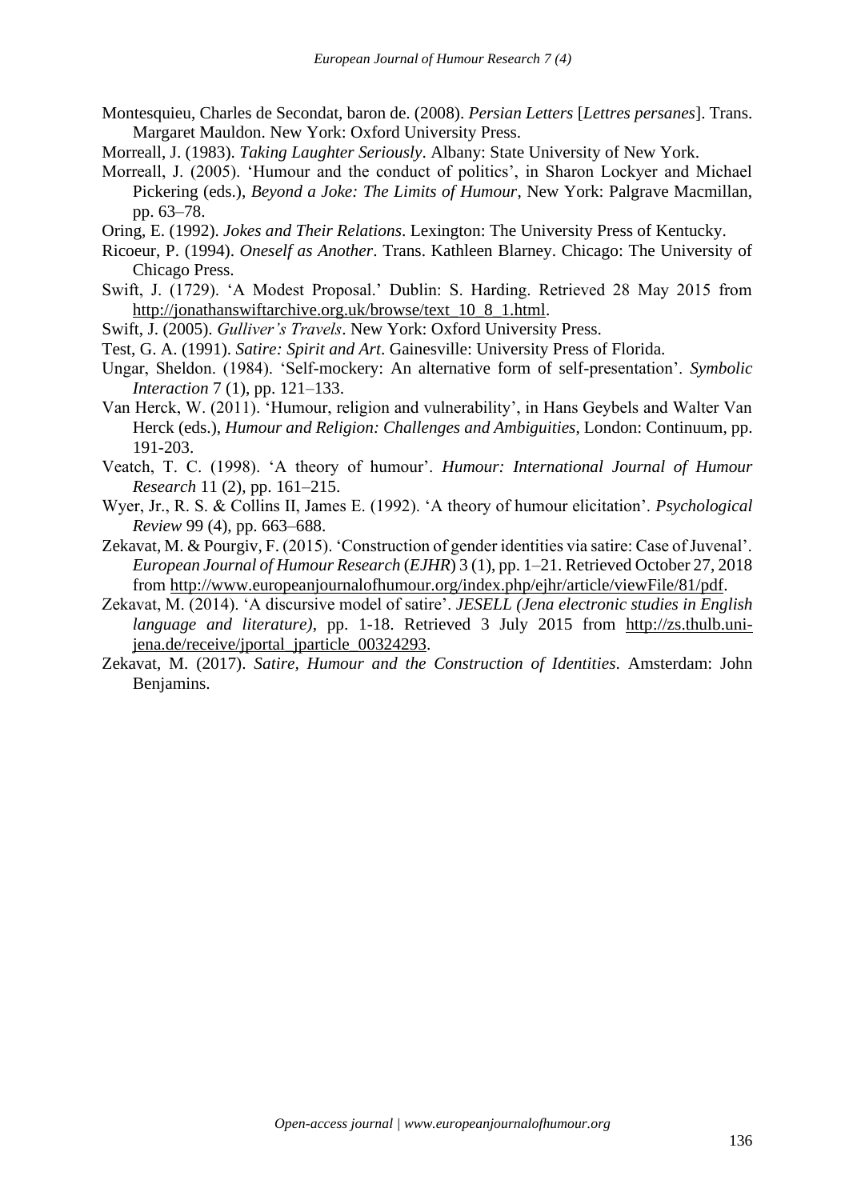Montesquieu, Charles de Secondat, baron de. (2008). *Persian Letters* [*Lettres persanes*]. Trans. Margaret Mauldon. New York: Oxford University Press.

Morreall, J. (1983). *Taking Laughter Seriously*. Albany: State University of New York.

Morreall, J. (2005). 'Humour and the conduct of politics', in Sharon Lockyer and Michael Pickering (eds.), *Beyond a Joke: The Limits of Humour*, New York: Palgrave Macmillan, pp. 63–78.

Oring, E. (1992). *Jokes and Their Relations*. Lexington: The University Press of Kentucky.

Ricoeur, P. (1994). *Oneself as Another*. Trans. Kathleen Blarney. Chicago: The University of Chicago Press.

Swift, J. (1729). 'A Modest Proposal.' Dublin: S. Harding. Retrieved 28 May 2015 from http://jonathanswiftarchive.org.uk/browse/text_10_8_1.html.

Swift, J. (2005). *Gulliver's Travels*. New York: Oxford University Press.

Test, G. A. (1991). *Satire: Spirit and Art*. Gainesville: University Press of Florida.

Ungar, Sheldon. (1984). 'Self-mockery: An alternative form of self-presentation'. *Symbolic Interaction* 7 (1), pp. 121–133.

Van Herck, W. (2011). 'Humour, religion and vulnerability', in Hans Geybels and Walter Van Herck (eds.), *Humour and Religion: Challenges and Ambiguities*, London: Continuum, pp. 191-203.

Veatch, T. C. (1998). 'A theory of humour'. *Humour: International Journal of Humour Research* 11 (2), pp. 161–215.

Wyer, Jr., R. S. & Collins II, James E. (1992). 'A theory of humour elicitation'. *Psychological Review* 99 (4), pp. 663–688.

Zekavat, M. & Pourgiv, F. (2015). 'Construction of gender identities via satire: Case of Juvenal'. *European Journal of Humour Research* (*EJHR*) 3 (1), pp. 1–21. Retrieved October 27, 2018 from http://www.europeanjournalofhumour.org/index.php/ejhr/article/viewFile/81/pdf.

Zekavat, M. (2014). 'A discursive model of satire'. *JESELL (Jena electronic studies in English language and literature)*, pp. 1-18. Retrieved 3 July 2015 from http://zs.thulb.uni-jena.de/receive/jportal_jparticle_00324293.

Zekavat, M. (2017). *Satire, Humour and the Construction of Identities*. Amsterdam: John Benjamins.